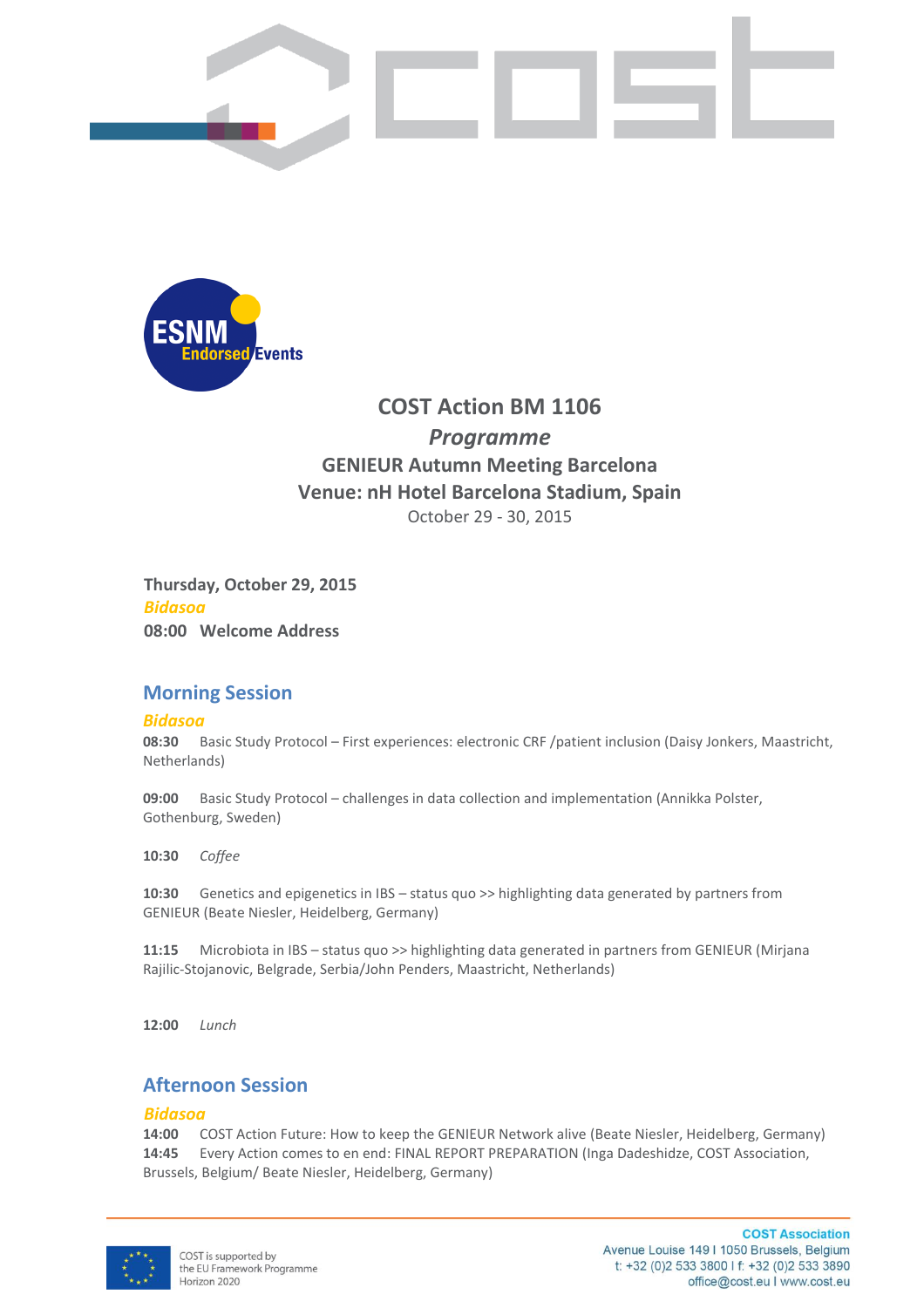# COST Action BM 1106

## *Programme*

## GENIEUR Autumn Meeting Barcelona

## Venue: nH Hotel Barcelona Stadium, Spain

October 29 - 30, 2015

**Thursday, October 29, 2015**

***Bidasoa***

**08:00 Welcome Address**

## Morning Session

***Bidasoa***

**08:30** Basic Study Protocol – First experiences: electronic CRF /patient inclusion (Daisy Jonkers, Maastricht, Netherlands)

**09:00** Basic Study Protocol – challenges in data collection and implementation (Annikka Polster, Gothenburg, Sweden)

**10:30** *Coffee*

**10:30** Genetics and epigenetics in IBS – status quo >> highlighting data generated by partners from GENIEUR (Beate Niesler, Heidelberg, Germany)

**11:15** Microbiota in IBS – status quo >> highlighting data generated in partners from GENIEUR (Mirjana Rajilic-Stojanovic, Belgrade, Serbia/John Penders, Maastricht, Netherlands)

**12:00** *Lunch*

## Afternoon Session

***Bidasoa***

**14:00** COST Action Future: How to keep the GENIEUR Network alive (Beate Niesler, Heidelberg, Germany)

**14:45** Every Action comes to en end: FINAL REPORT PREPARATION (Inga Dadeshidze, COST Association, Brussels, Belgium/ Beate Niesler, Heidelberg, Germany)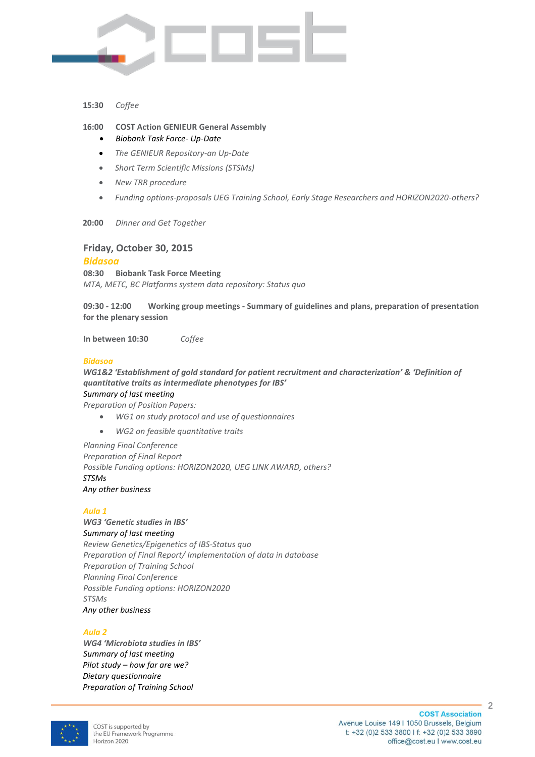**15:30** *Coffee*

**16:00** **COST Action GENIEUR General Assembly**

- *Biobank Task Force- Up-Date*
- *The GENIEUR Repository-an Up-Date*
- *Short Term Scientific Missions (STSMs)*
- *New TRR procedure*
- *Funding options-proposals UEG Training School, Early Stage Researchers and HORIZON2020-others?*

**20:00** *Dinner and Get Together*

## Friday, October 30, 2015

### *Bidasoa*

**08:30** **Biobank Task Force Meeting**

*MTA, METC, BC Platforms system data repository: Status quo*

**09:30 - 12:00** **Working group meetings - Summary of guidelines and plans, preparation of presentation for the plenary session**

**In between 10:30** *Coffee*

***Bidasoa***

***WG1&2 'Establishment of gold standard for patient recruitment and characterization' & 'Definition of quantitative traits as intermediate phenotypes for IBS'***

*Summary of last meeting*

*Preparation of Position Papers:*

- *WG1 on study protocol and use of questionnaires*
- *WG2 on feasible quantitative traits*

*Planning Final Conference*
*Preparation of Final Report*
*Possible Funding options: HORIZON2020, UEG LINK AWARD, others?*
*STSMs*
*Any other business*

***Aula 1***

***WG3 'Genetic studies in IBS'***

*Summary of last meeting*
*Review Genetics/Epigenetics of IBS-Status quo*
*Preparation of Final Report/ Implementation of data in database*
*Preparation of Training School*
*Planning Final Conference*
*Possible Funding options: HORIZON2020*
*STSMs*
*Any other business*

***Aula 2***

***WG4 'Microbiota studies in IBS'***

*Summary of last meeting*
*Pilot study – how far are we?*
*Dietary questionnaire*
*Preparation of Training School*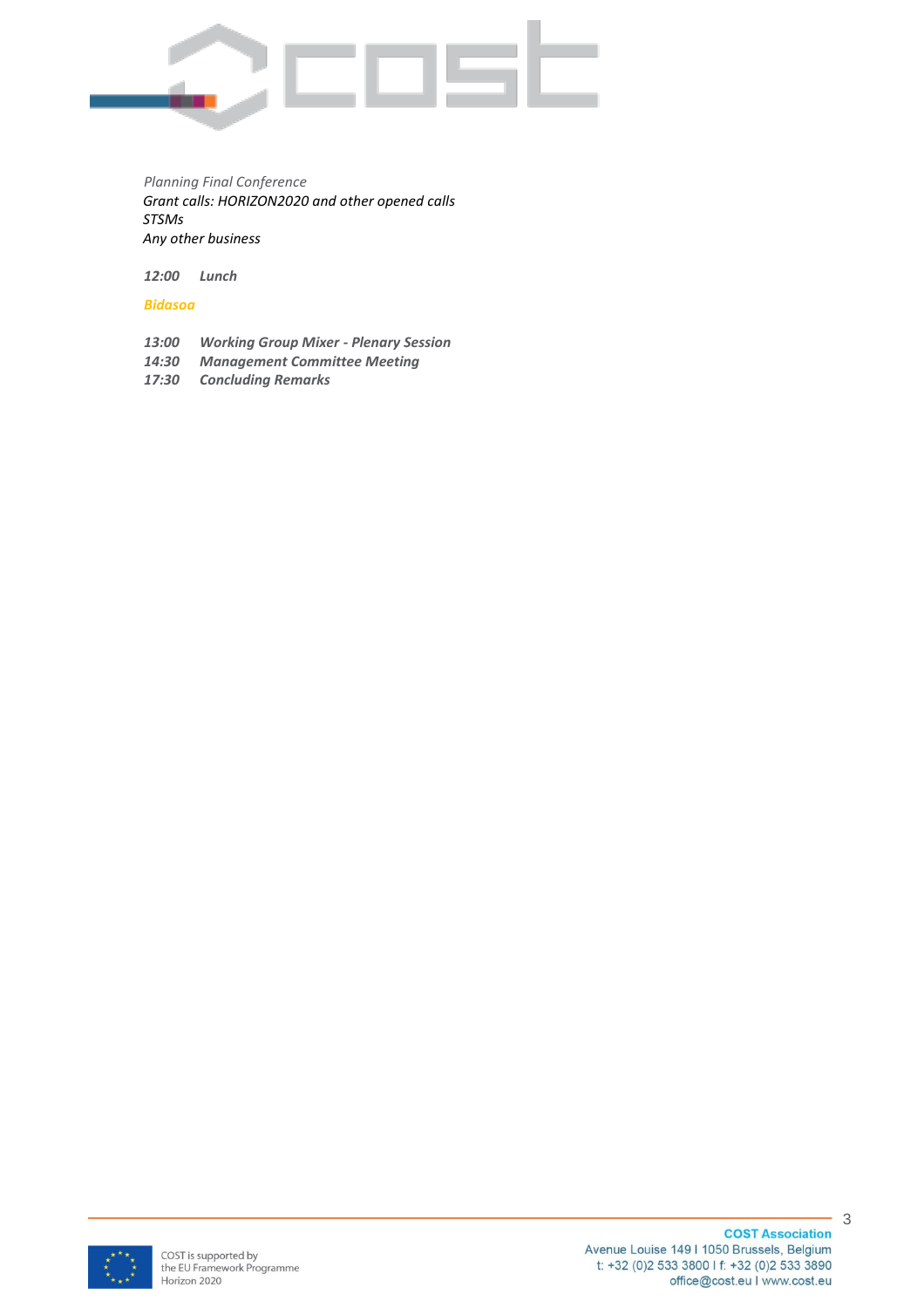*Planning Final Conference*
*Grant calls: HORIZON2020 and other opened calls*
*STSMs*
*Any other business*

***12:00 Lunch***

***Bidasoa***

***13:00 Working Group Mixer - Plenary Session***
***14:30 Management Committee Meeting***
***17:30 Concluding Remarks***

COST is supported by
the EU Framework Programme
Horizon 2020

**COST Association**
Avenue Louise 149 I 1050 Brussels, Belgium
t: +32 (0)2 533 3800 I f: +32 (0)2 533 3890
office@cost.eu I www.cost.eu